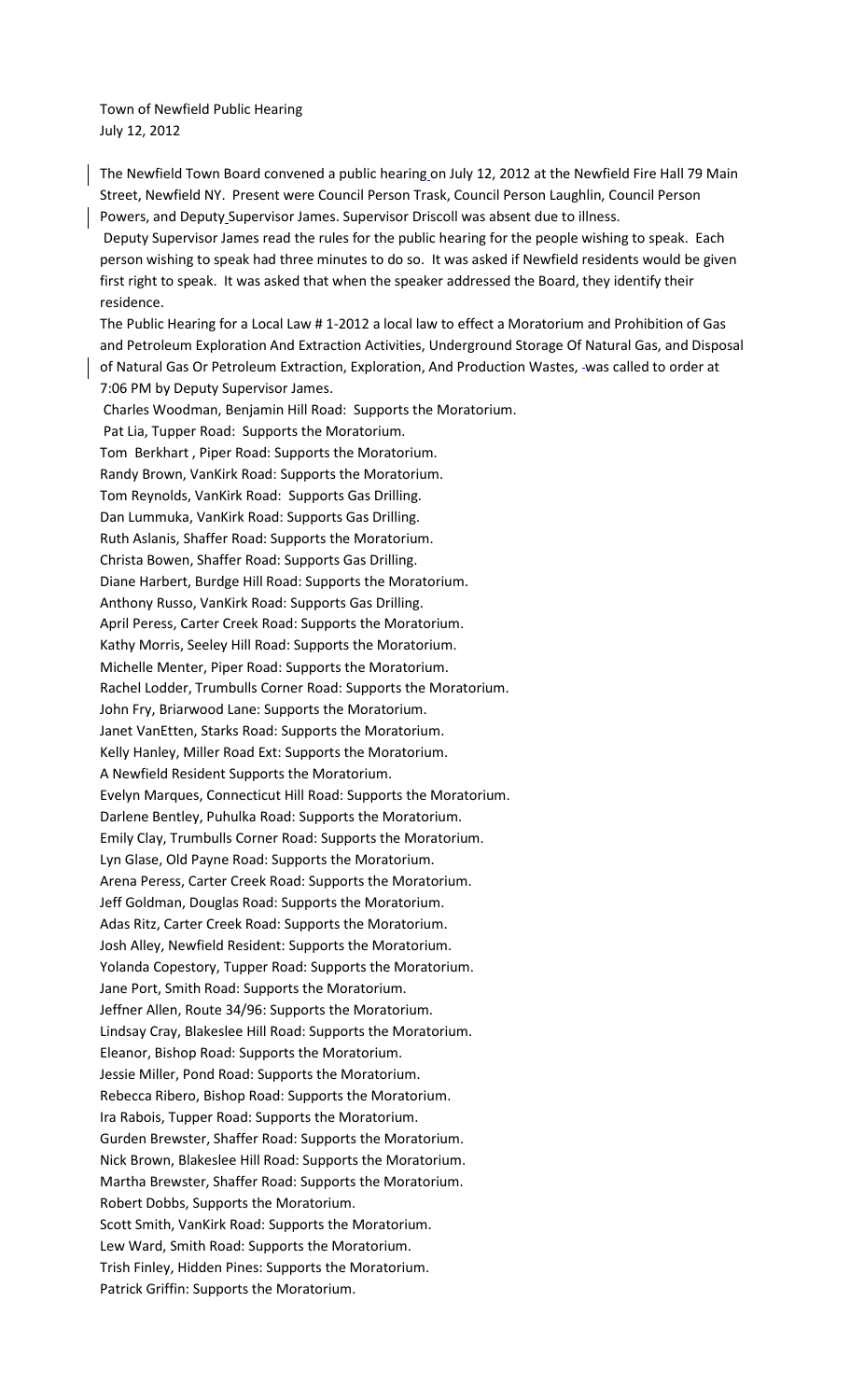Town of Newfield Public Hearing
July 12, 2012

The Newfield Town Board convened a public hearing on July 12, 2012 at the Newfield Fire Hall 79 Main Street, Newfield NY. Present were Council Person Trask, Council Person Laughlin, Council Person Powers, and Deputy Supervisor James. Supervisor Driscoll was absent due to illness.

Deputy Supervisor James read the rules for the public hearing for the people wishing to speak. Each person wishing to speak had three minutes to do so. It was asked if Newfield residents would be given first right to speak. It was asked that when the speaker addressed the Board, they identify their residence.

The Public Hearing for a Local Law # 1-2012 a local law to effect a Moratorium and Prohibition of Gas and Petroleum Exploration And Extraction Activities, Underground Storage Of Natural Gas, and Disposal of Natural Gas Or Petroleum Extraction, Exploration, And Production Wastes, was called to order at 7:06 PM by Deputy Supervisor James.

Charles Woodman, Benjamin Hill Road: Supports the Moratorium.
Pat Lia, Tupper Road: Supports the Moratorium.
Tom Berkhart , Piper Road: Supports the Moratorium.
Randy Brown, VanKirk Road: Supports the Moratorium.
Tom Reynolds, VanKirk Road: Supports Gas Drilling.
Dan Lummuka, VanKirk Road: Supports Gas Drilling.
Ruth Aslanis, Shaffer Road: Supports the Moratorium.
Christa Bowen, Shaffer Road: Supports Gas Drilling.
Diane Harbert, Burdge Hill Road: Supports the Moratorium.
Anthony Russo, VanKirk Road: Supports Gas Drilling.
April Peress, Carter Creek Road: Supports the Moratorium.
Kathy Morris, Seeley Hill Road: Supports the Moratorium.
Michelle Menter, Piper Road: Supports the Moratorium.
Rachel Lodder, Trumbulls Corner Road: Supports the Moratorium.
John Fry, Briarwood Lane: Supports the Moratorium.
Janet VanEtten, Starks Road: Supports the Moratorium.
Kelly Hanley, Miller Road Ext: Supports the Moratorium.
A Newfield Resident Supports the Moratorium.
Evelyn Marques, Connecticut Hill Road: Supports the Moratorium.
Darlene Bentley, Puhulka Road: Supports the Moratorium.
Emily Clay, Trumbulls Corner Road: Supports the Moratorium.
Lyn Glase, Old Payne Road: Supports the Moratorium.
Arena Peress, Carter Creek Road: Supports the Moratorium.
Jeff Goldman, Douglas Road: Supports the Moratorium.
Adas Ritz, Carter Creek Road: Supports the Moratorium.
Josh Alley, Newfield Resident: Supports the Moratorium.
Yolanda Copestory, Tupper Road: Supports the Moratorium.
Jane Port, Smith Road: Supports the Moratorium.
Jeffner Allen, Route 34/96: Supports the Moratorium.
Lindsay Cray, Blakeslee Hill Road: Supports the Moratorium.
Eleanor, Bishop Road: Supports the Moratorium.
Jessie Miller, Pond Road: Supports the Moratorium.
Rebecca Ribero, Bishop Road: Supports the Moratorium.
Ira Rabois, Tupper Road: Supports the Moratorium.
Gurden Brewster, Shaffer Road: Supports the Moratorium.
Nick Brown, Blakeslee Hill Road: Supports the Moratorium.
Martha Brewster, Shaffer Road: Supports the Moratorium.
Robert Dobbs, Supports the Moratorium.
Scott Smith, VanKirk Road: Supports the Moratorium.
Lew Ward, Smith Road: Supports the Moratorium.
Trish Finley, Hidden Pines: Supports the Moratorium.
Patrick Griffin: Supports the Moratorium.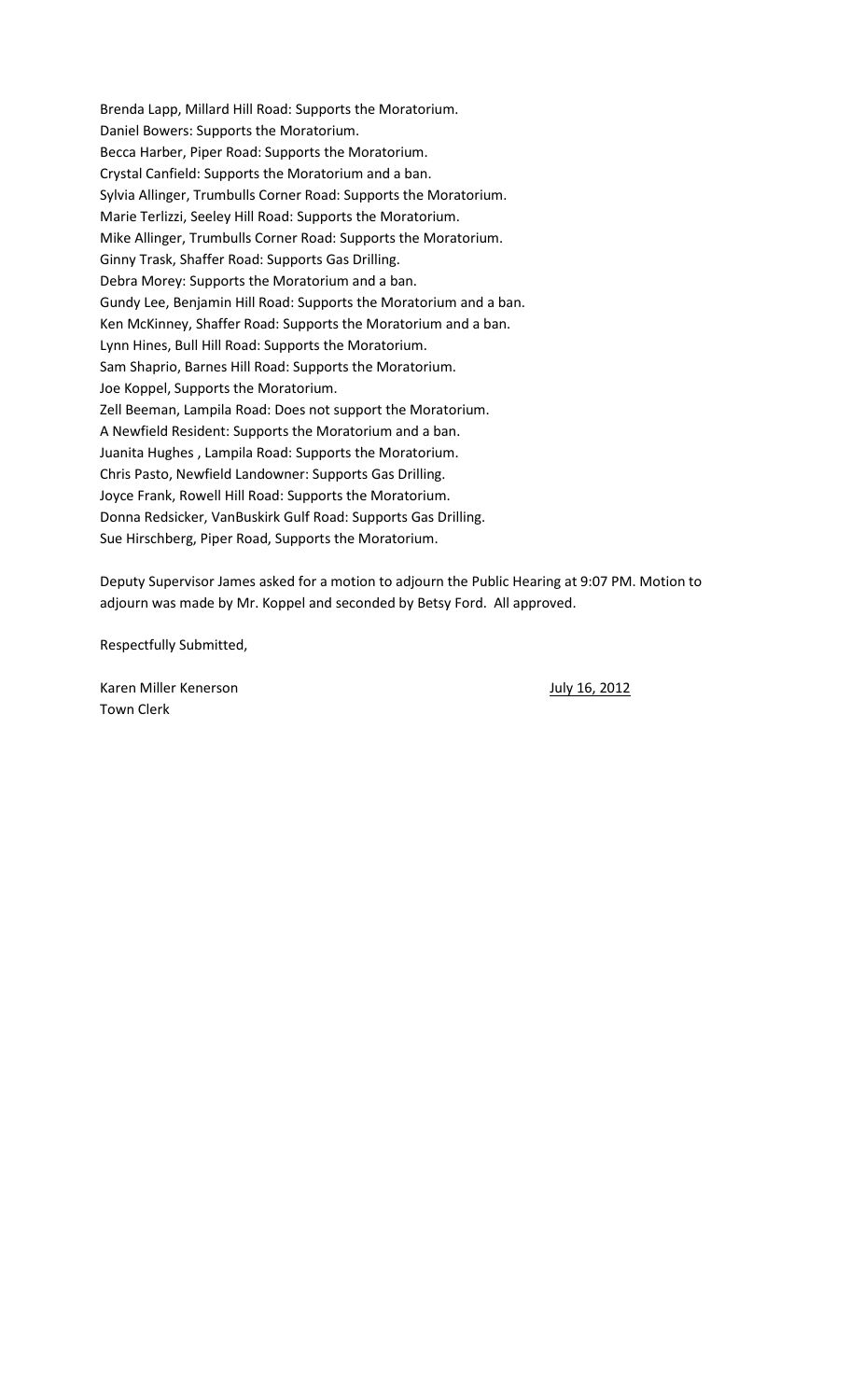Brenda Lapp, Millard Hill Road: Supports the Moratorium.
Daniel Bowers: Supports the Moratorium.
Becca Harber, Piper Road: Supports the Moratorium.
Crystal Canfield: Supports the Moratorium and a ban.
Sylvia Allinger, Trumbulls Corner Road: Supports the Moratorium.
Marie Terlizzi, Seeley Hill Road: Supports the Moratorium.
Mike Allinger, Trumbulls Corner Road: Supports the Moratorium.
Ginny Trask, Shaffer Road: Supports Gas Drilling.
Debra Morey: Supports the Moratorium and a ban.
Gundy Lee, Benjamin Hill Road: Supports the Moratorium and a ban.
Ken McKinney, Shaffer Road: Supports the Moratorium and a ban.
Lynn Hines, Bull Hill Road: Supports the Moratorium.
Sam Shaprio, Barnes Hill Road: Supports the Moratorium.
Joe Koppel, Supports the Moratorium.
Zell Beeman, Lampila Road: Does not support the Moratorium.
A Newfield Resident: Supports the Moratorium and a ban.
Juanita Hughes , Lampila Road: Supports the Moratorium.
Chris Pasto, Newfield Landowner: Supports Gas Drilling.
Joyce Frank, Rowell Hill Road: Supports the Moratorium.
Donna Redsicker, VanBuskirk Gulf Road: Supports Gas Drilling.
Sue Hirschberg, Piper Road, Supports the Moratorium.

Deputy Supervisor James asked for a motion to adjourn the Public Hearing at 9:07 PM. Motion to adjourn was made by Mr. Koppel and seconded by Betsy Ford. All approved.

Respectfully Submitted,

Karen Miller Kenerson July 16, 2012
Town Clerk